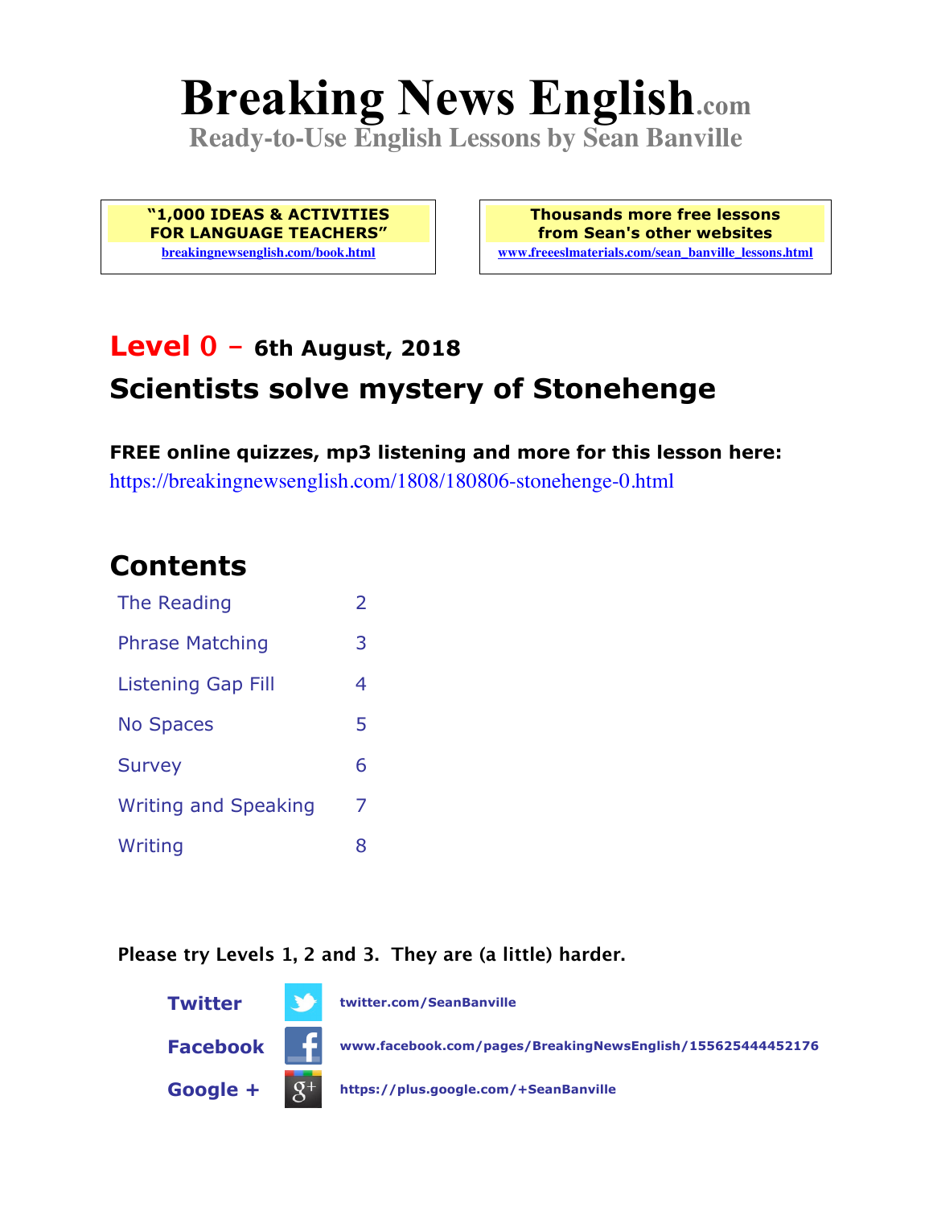# Breaking News English.com

**Ready-to-Use English Lessons by Sean Banville**

**"1,000 IDEAS & ACTIVITIES FOR LANGUAGE TEACHERS"**
breakingnewsenglish.com/book.html

**Thousands more free lessons from Sean's other websites**
www.freeeslmaterials.com/sean_banville_lessons.html

## Level 0 – 6th August, 2018

## Scientists solve mystery of Stonehenge

**FREE online quizzes, mp3 listening and more for this lesson here:**
https://breakingnewsenglish.com/1808/180806-stonehenge-0.html

## Contents

| | |
|---|---|
| The Reading | 2 |
| Phrase Matching | 3 |
| Listening Gap Fill | 4 |
| No Spaces | 5 |
| Survey | 6 |
| Writing and Speaking | 7 |
| Writing | 8 |

**Please try Levels 1, 2 and 3. They are (a little) harder.**

**Twitter** twitter.com/SeanBanville

**Facebook** www.facebook.com/pages/BreakingNewsEnglish/155625444452176

**Google +** https://plus.google.com/+SeanBanville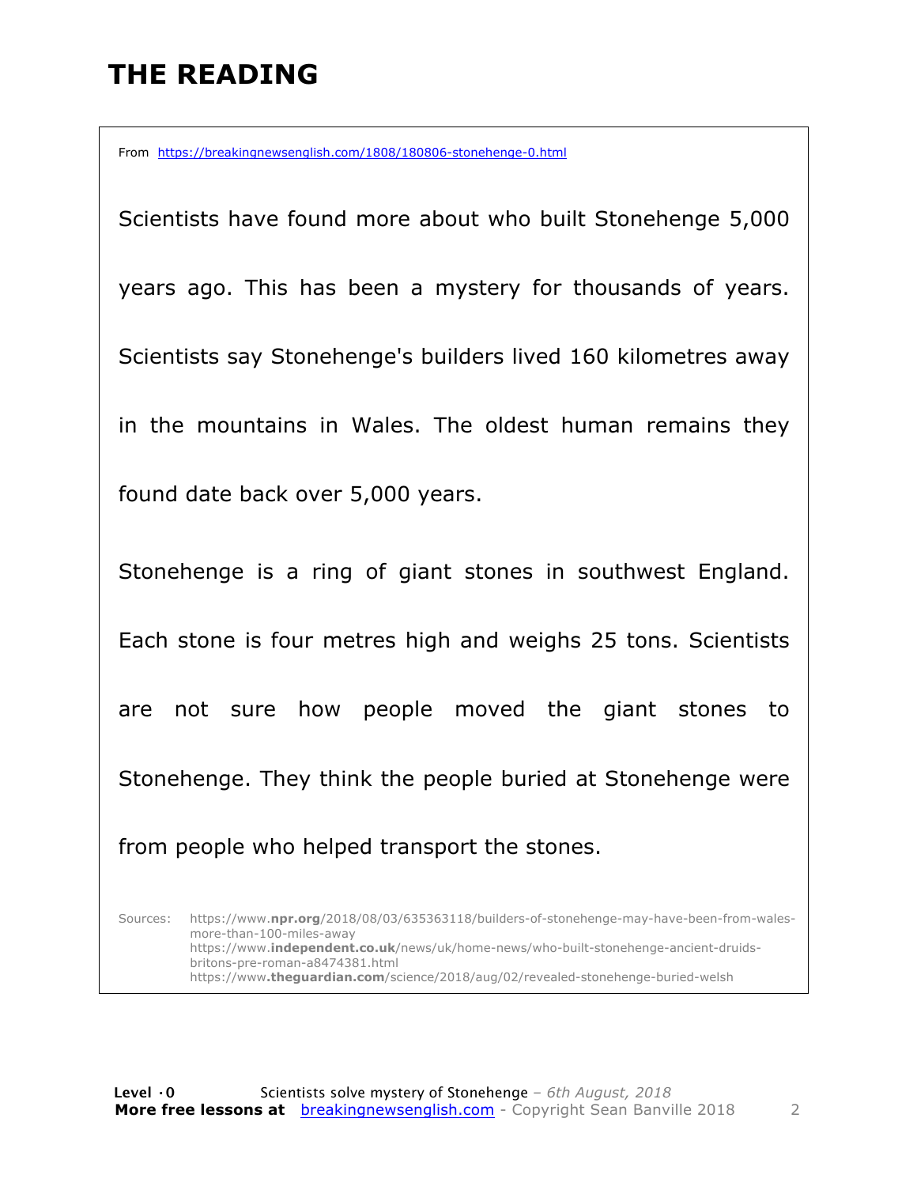# THE READING

From https://breakingnewsenglish.com/1808/180806-stonehenge-0.html

Scientists have found more about who built Stonehenge 5,000 years ago. This has been a mystery for thousands of years. Scientists say Stonehenge's builders lived 160 kilometres away in the mountains in Wales. The oldest human remains they found date back over 5,000 years.

Stonehenge is a ring of giant stones in southwest England. Each stone is four metres high and weighs 25 tons. Scientists are not sure how people moved the giant stones to Stonehenge. They think the people buried at Stonehenge were from people who helped transport the stones.

Sources: https://www.**npr.org**/2018/08/03/635363118/builders-of-stonehenge-may-have-been-from-wales-more-than-100-miles-away
https://www.**independent.co.uk**/news/uk/home-news/who-built-stonehenge-ancient-druids-britons-pre-roman-a8474381.html
https://www.**theguardian.com**/science/2018/aug/02/revealed-stonehenge-buried-welsh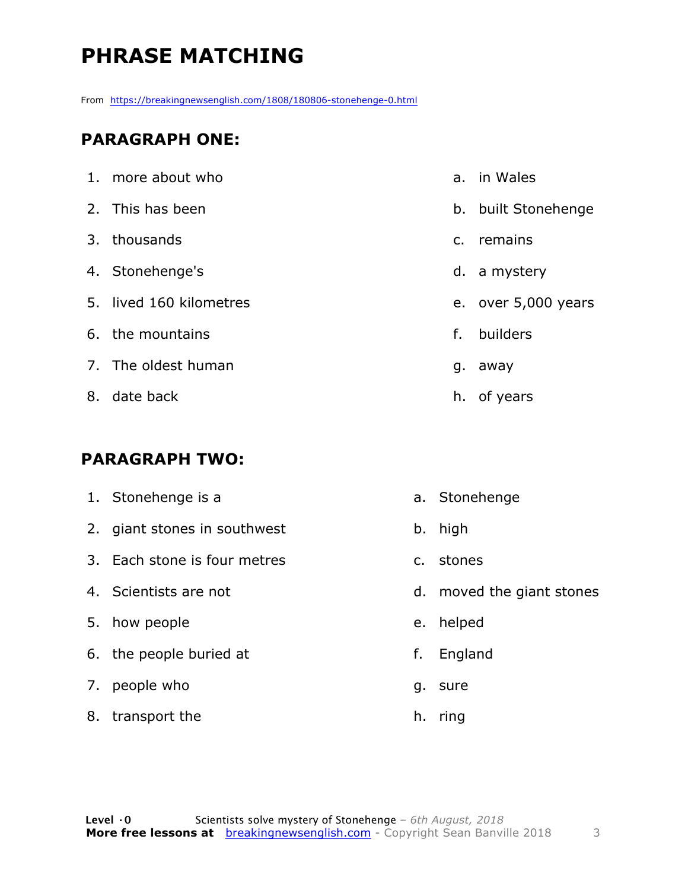# PHRASE MATCHING

From https://breakingnewsenglish.com/1808/180806-stonehenge-0.html

## PARAGRAPH ONE:

| | |
|---|---|
| 1. more about who | a. in Wales |
| 2. This has been | b. built Stonehenge |
| 3. thousands | c. remains |
| 4. Stonehenge's | d. a mystery |
| 5. lived 160 kilometres | e. over 5,000 years |
| 6. the mountains | f. builders |
| 7. The oldest human | g. away |
| 8. date back | h. of years |

## PARAGRAPH TWO:

| | |
|---|---|
| 1. Stonehenge is a | a. Stonehenge |
| 2. giant stones in southwest | b. high |
| 3. Each stone is four metres | c. stones |
| 4. Scientists are not | d. moved the giant stones |
| 5. how people | e. helped |
| 6. the people buried at | f. England |
| 7. people who | g. sure |
| 8. transport the | h. ring |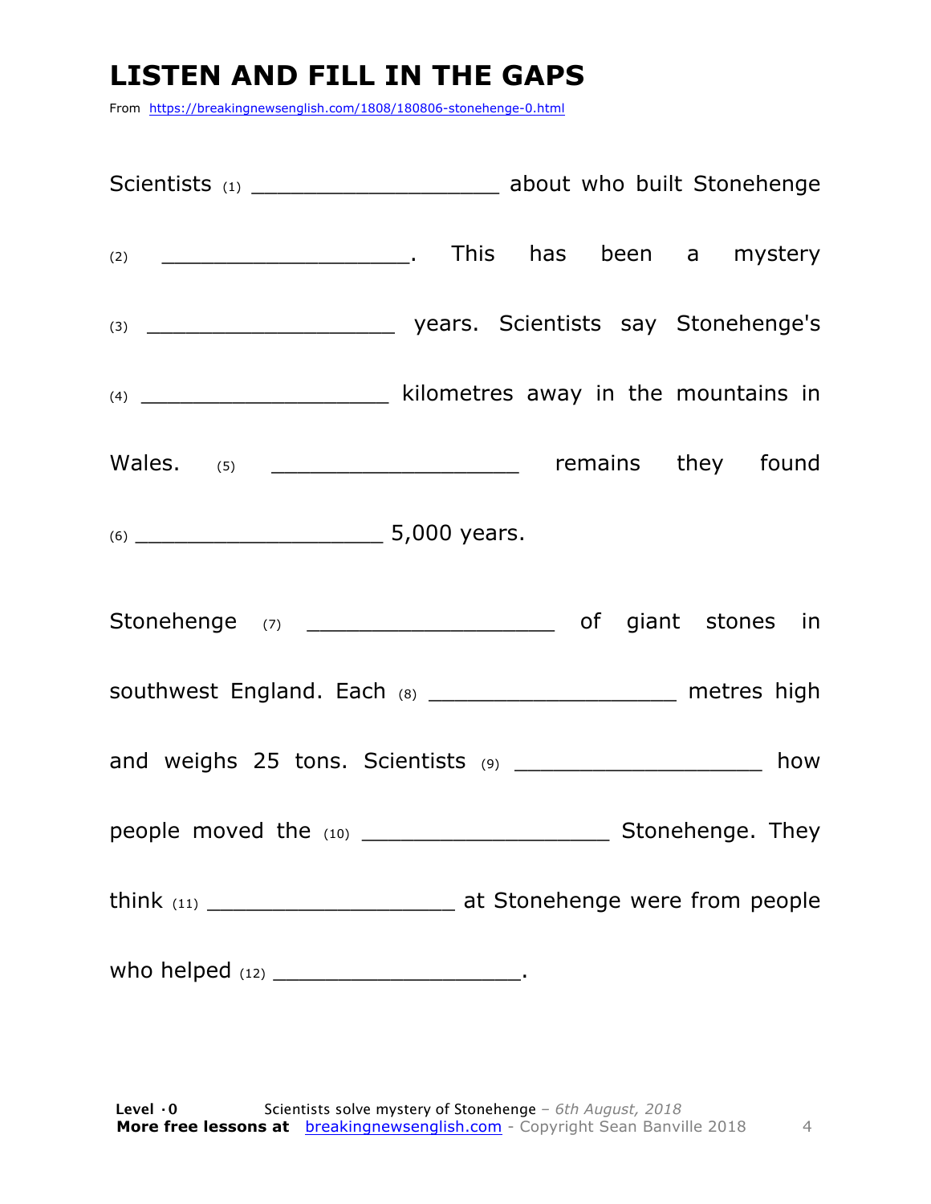# LISTEN AND FILL IN THE GAPS

From https://breakingnewsenglish.com/1808/180806-stonehenge-0.html

Scientists (1) ___________________ about who built Stonehenge (2) ___________________. This has been a mystery (3) ___________________ years. Scientists say Stonehenge's (4) ___________________ kilometres away in the mountains in Wales. (5) ___________________ remains they found (6) ___________________ 5,000 years.

Stonehenge (7) ___________________ of giant stones in southwest England. Each (8) ___________________ metres high and weighs 25 tons. Scientists (9) ___________________ how people moved the (10) ___________________ Stonehenge. They think (11) ___________________ at Stonehenge were from people who helped (12) ___________________.

**Level · 0** Scientists solve mystery of Stonehenge – *6th August, 2018*
**More free lessons at** breakingnewsenglish.com - Copyright Sean Banville 2018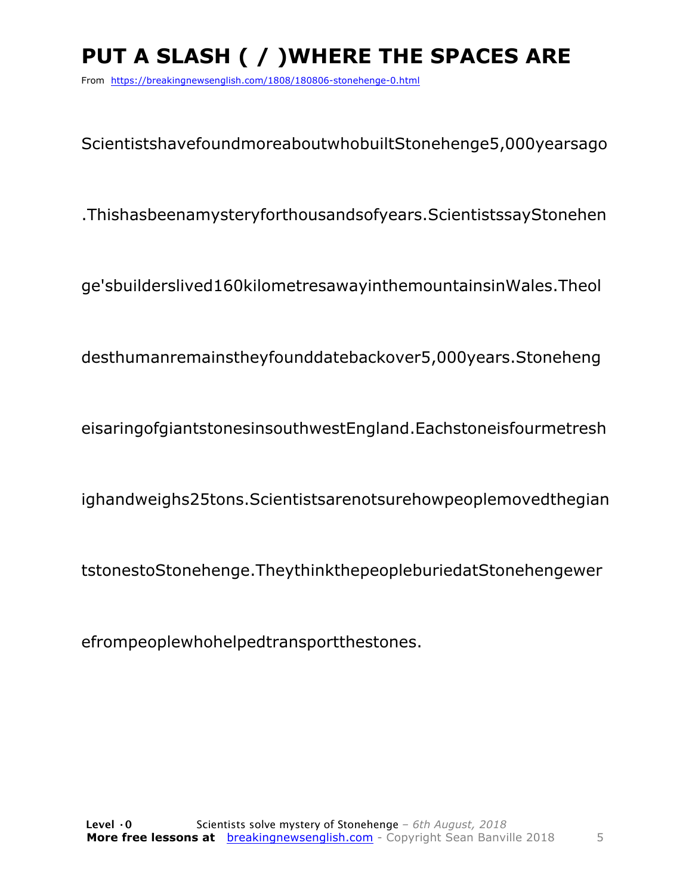# PUT A SLASH ( / )WHERE THE SPACES ARE

From https://breakingnewsenglish.com/1808/180806-stonehenge-0.html

ScientistshavefoundmoreaboutwhobuiltStonehenge5,000yearsago

.Thishasbeenamysteryforthousandsofyears.ScientistssayStonehen

ge'sbuilderslived160kilometresawayinthemountainsinWales.Theol

desthumanremainstheyfounddatebackover5,000years.Stoneheng

eisaringofgiantstonesinsouthwestEngland.Eachstoneisfourmetresh

ighandweighs25tons.Scientistsarenotsurehowpeoplemovedthegian

tstonestoStonehenge.TheythinkthepeopleburiedatStonehengewer

efrompeoplewhohelpedtransportthestones.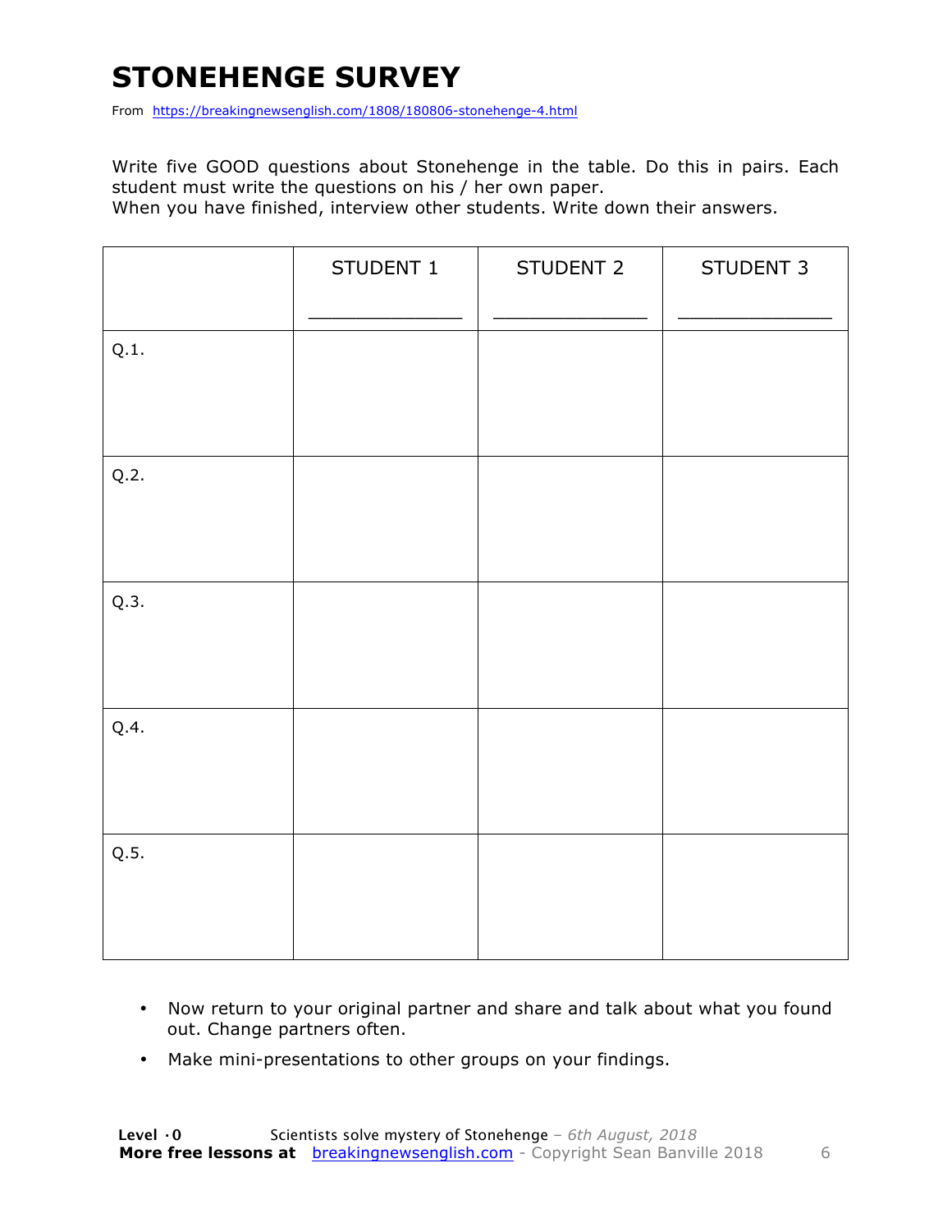# STONEHENGE SURVEY

From https://breakingnewsenglish.com/1808/180806-stonehenge-4.html

Write five GOOD questions about Stonehenge in the table. Do this in pairs. Each student must write the questions on his / her own paper.

When you have finished, interview other students. Write down their answers.

| | STUDENT 1<br>_______________ | STUDENT 2<br>_______________ | STUDENT 3<br>_______________ |
|---|---|---|---|
| Q.1. | | | |
| Q.2. | | | |
| Q.3. | | | |
| Q.4. | | | |
| Q.5. | | | |

- Now return to your original partner and share and talk about what you found out. Change partners often.
- Make mini-presentations to other groups on your findings.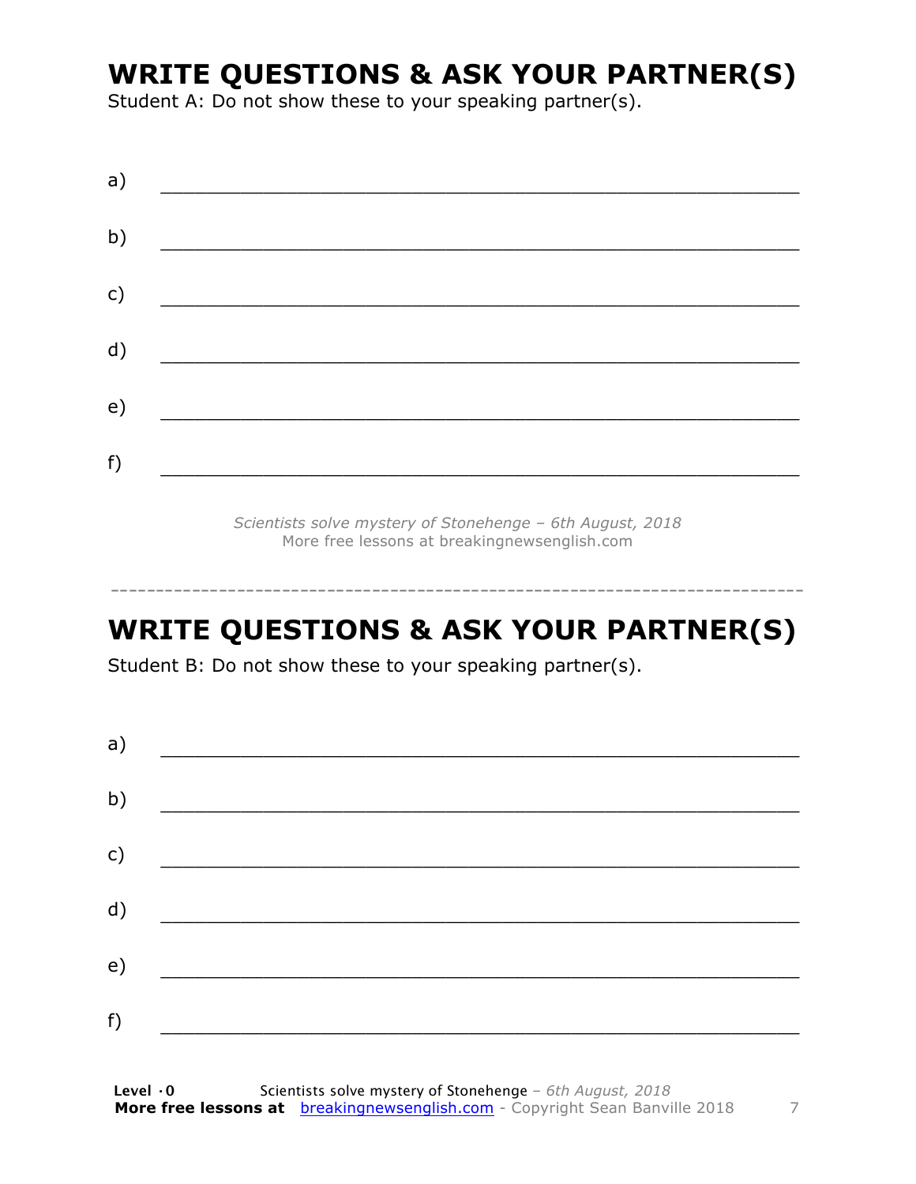# WRITE QUESTIONS & ASK YOUR PARTNER(S)

Student A: Do not show these to your speaking partner(s).

a) ___________________________________________________________

b) ___________________________________________________________

c) ___________________________________________________________

d) ___________________________________________________________

e) ___________________________________________________________

f) ___________________________________________________________

*Scientists solve mystery of Stonehenge – 6th August, 2018*
More free lessons at breakingnewsenglish.com

---

# WRITE QUESTIONS & ASK YOUR PARTNER(S)

Student B: Do not show these to your speaking partner(s).

a) ___________________________________________________________

b) ___________________________________________________________

c) ___________________________________________________________

d) ___________________________________________________________

e) ___________________________________________________________

f) ___________________________________________________________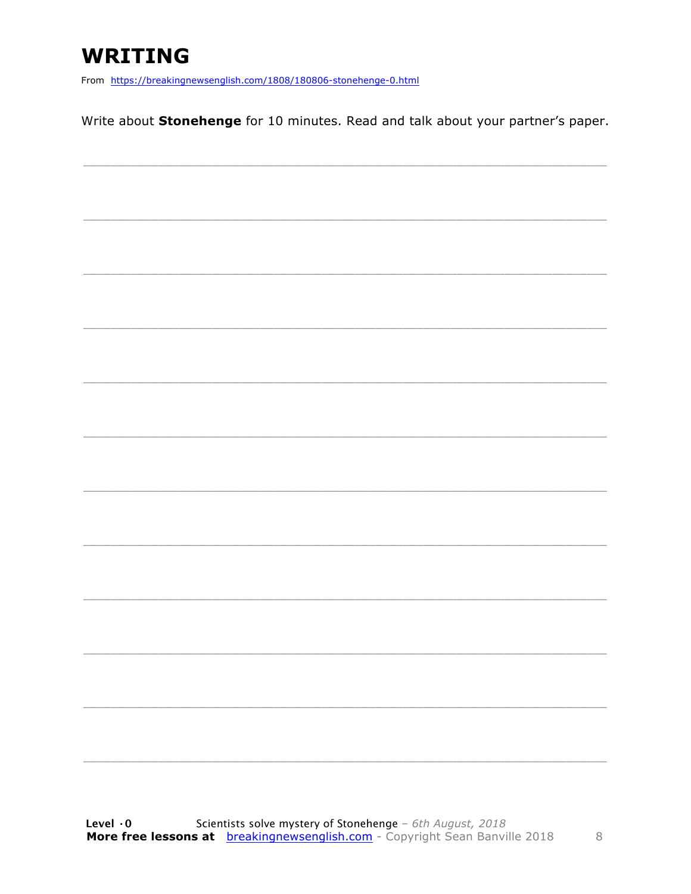# WRITING

From https://breakingnewsenglish.com/1808/180806-stonehenge-0.html

Write about **Stonehenge** for 10 minutes. Read and talk about your partner's paper.

___________________________________________________________________________

___________________________________________________________________________

___________________________________________________________________________

___________________________________________________________________________

___________________________________________________________________________

___________________________________________________________________________

___________________________________________________________________________

___________________________________________________________________________

___________________________________________________________________________

___________________________________________________________________________

___________________________________________________________________________

___________________________________________________________________________